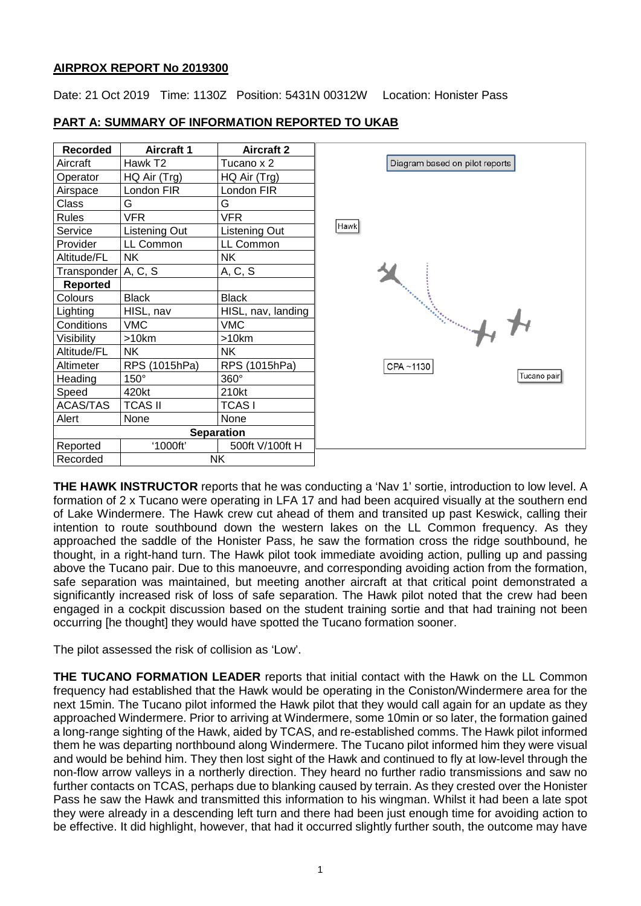**AIRPROX REPORT No 2019300**

Date: 21 Oct 2019 Time: 1130Z Position: 5431N 00312W Location: Honister Pass

## PART A: SUMMARY OF INFORMATION REPORTED TO UKAB

| Recorded | Aircraft 1 | Aircraft 2 |
|---|---|---|
| Aircraft | Hawk T2 | Tucano x 2 |
| Operator | HQ Air (Trg) | HQ Air (Trg) |
| Airspace | London FIR | London FIR |
| Class | G | G |
| Rules | VFR | VFR |
| Service | Listening Out | Listening Out |
| Provider | LL Common | LL Common |
| Altitude/FL | NK | NK |
| Transponder | A, C, S | A, C, S |
| **Reported** | | |
| Colours | Black | Black |
| Lighting | HISL, nav | HISL, nav, landing |
| Conditions | VMC | VMC |
| Visibility | >10km | >10km |
| Altitude/FL | NK | NK |
| Altimeter | RPS (1015hPa) | RPS (1015hPa) |
| Heading | 150° | 360° |
| Speed | 420kt | 210kt |
| ACAS/TAS | TCAS II | TCAS I |
| Alert | None | None |
| **Separation** | | |
| Reported | '1000ft' | 500ft V/100ft H |
| Recorded | NK | |

Diagram based on pilot reports

Hawk

CPA ~1130

Tucano pair

**THE HAWK INSTRUCTOR** reports that he was conducting a 'Nav 1' sortie, introduction to low level. A formation of 2 x Tucano were operating in LFA 17 and had been acquired visually at the southern end of Lake Windermere. The Hawk crew cut ahead of them and transited up past Keswick, calling their intention to route southbound down the western lakes on the LL Common frequency. As they approached the saddle of the Honister Pass, he saw the formation cross the ridge southbound, he thought, in a right-hand turn. The Hawk pilot took immediate avoiding action, pulling up and passing above the Tucano pair. Due to this manoeuvre, and corresponding avoiding action from the formation, safe separation was maintained, but meeting another aircraft at that critical point demonstrated a significantly increased risk of loss of safe separation. The Hawk pilot noted that the crew had been engaged in a cockpit discussion based on the student training sortie and that had training not been occurring [he thought] they would have spotted the Tucano formation sooner.

The pilot assessed the risk of collision as 'Low'.

**THE TUCANO FORMATION LEADER** reports that initial contact with the Hawk on the LL Common frequency had established that the Hawk would be operating in the Coniston/Windermere area for the next 15min. The Tucano pilot informed the Hawk pilot that they would call again for an update as they approached Windermere. Prior to arriving at Windermere, some 10min or so later, the formation gained a long-range sighting of the Hawk, aided by TCAS, and re-established comms. The Hawk pilot informed them he was departing northbound along Windermere. The Tucano pilot informed him they were visual and would be behind him. They then lost sight of the Hawk and continued to fly at low-level through the non-flow arrow valleys in a northerly direction. They heard no further radio transmissions and saw no further contacts on TCAS, perhaps due to blanking caused by terrain. As they crested over the Honister Pass he saw the Hawk and transmitted this information to his wingman. Whilst it had been a late spot they were already in a descending left turn and there had been just enough time for avoiding action to be effective. It did highlight, however, that had it occurred slightly further south, the outcome may have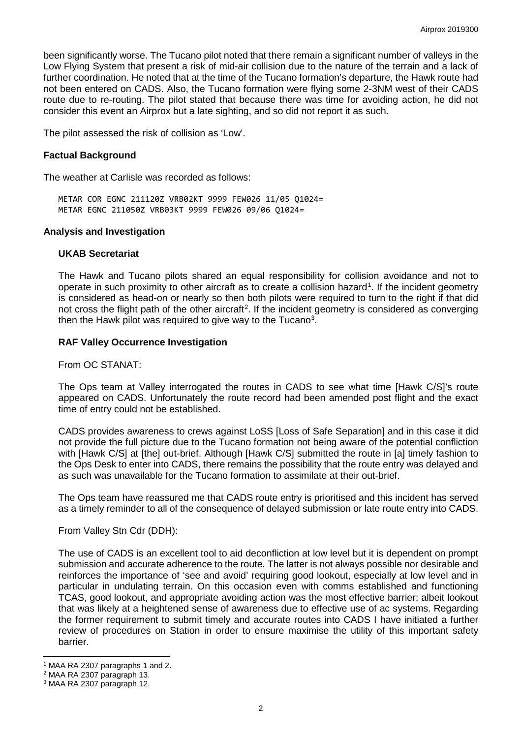been significantly worse. The Tucano pilot noted that there remain a significant number of valleys in the Low Flying System that present a risk of mid-air collision due to the nature of the terrain and a lack of further coordination. He noted that at the time of the Tucano formation's departure, the Hawk route had not been entered on CADS. Also, the Tucano formation were flying some 2-3NM west of their CADS route due to re-routing. The pilot stated that because there was time for avoiding action, he did not consider this event an Airprox but a late sighting, and so did not report it as such.

The pilot assessed the risk of collision as 'Low'.

### Factual Background

The weather at Carlisle was recorded as follows:

```
METAR COR EGNC 211120Z VRB02KT 9999 FEW026 11/05 Q1024=
METAR EGNC 211050Z VRB03KT 9999 FEW026 09/06 Q1024=
```

### Analysis and Investigation

#### UKAB Secretariat

The Hawk and Tucano pilots shared an equal responsibility for collision avoidance and not to operate in such proximity to other aircraft as to create a collision hazard[1]. If the incident geometry is considered as head-on or nearly so then both pilots were required to turn to the right if that did not cross the flight path of the other aircraft[2]. If the incident geometry is considered as converging then the Hawk pilot was required to give way to the Tucano[3].

#### RAF Valley Occurrence Investigation

From OC STANAT:

The Ops team at Valley interrogated the routes in CADS to see what time [Hawk C/S]'s route appeared on CADS. Unfortunately the route record had been amended post flight and the exact time of entry could not be established.

CADS provides awareness to crews against LoSS [Loss of Safe Separation] and in this case it did not provide the full picture due to the Tucano formation not being aware of the potential confliction with [Hawk C/S] at [the] out-brief. Although [Hawk C/S] submitted the route in [a] timely fashion to the Ops Desk to enter into CADS, there remains the possibility that the route entry was delayed and as such was unavailable for the Tucano formation to assimilate at their out-brief.

The Ops team have reassured me that CADS route entry is prioritised and this incident has served as a timely reminder to all of the consequence of delayed submission or late route entry into CADS.

From Valley Stn Cdr (DDH):

The use of CADS is an excellent tool to aid deconfliction at low level but it is dependent on prompt submission and accurate adherence to the route. The latter is not always possible nor desirable and reinforces the importance of 'see and avoid' requiring good lookout, especially at low level and in particular in undulating terrain. On this occasion even with comms established and functioning TCAS, good lookout, and appropriate avoiding action was the most effective barrier; albeit lookout that was likely at a heightened sense of awareness due to effective use of ac systems. Regarding the former requirement to submit timely and accurate routes into CADS I have initiated a further review of procedures on Station in order to ensure maximise the utility of this important safety barrier.

---

[1] MAA RA 2307 paragraphs 1 and 2.

[2] MAA RA 2307 paragraph 13.

[3] MAA RA 2307 paragraph 12.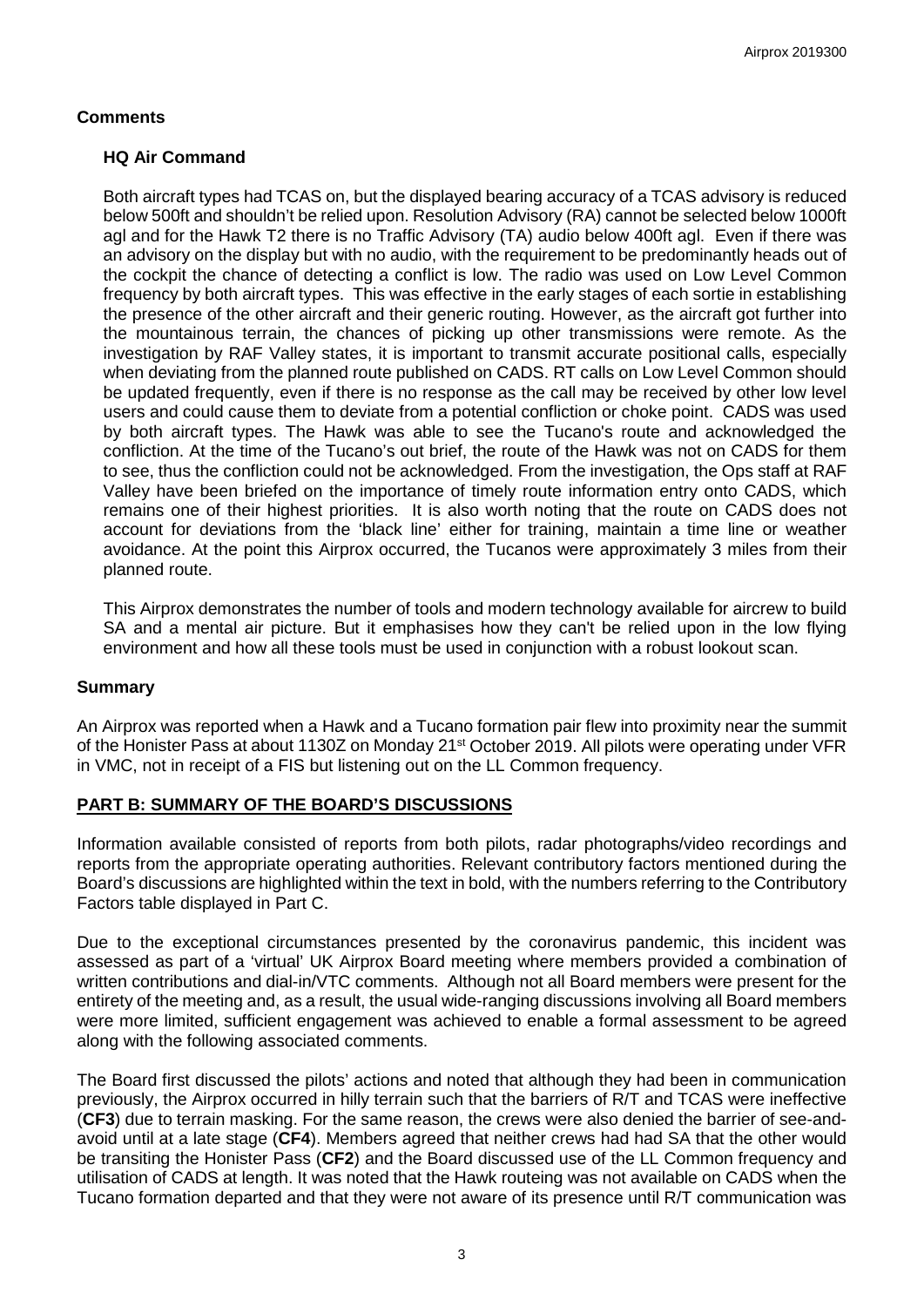## Comments

### HQ Air Command

Both aircraft types had TCAS on, but the displayed bearing accuracy of a TCAS advisory is reduced below 500ft and shouldn't be relied upon. Resolution Advisory (RA) cannot be selected below 1000ft agl and for the Hawk T2 there is no Traffic Advisory (TA) audio below 400ft agl. Even if there was an advisory on the display but with no audio, with the requirement to be predominantly heads out of the cockpit the chance of detecting a conflict is low. The radio was used on Low Level Common frequency by both aircraft types. This was effective in the early stages of each sortie in establishing the presence of the other aircraft and their generic routing. However, as the aircraft got further into the mountainous terrain, the chances of picking up other transmissions were remote. As the investigation by RAF Valley states, it is important to transmit accurate positional calls, especially when deviating from the planned route published on CADS. RT calls on Low Level Common should be updated frequently, even if there is no response as the call may be received by other low level users and could cause them to deviate from a potential confliction or choke point. CADS was used by both aircraft types. The Hawk was able to see the Tucano's route and acknowledged the confliction. At the time of the Tucano's out brief, the route of the Hawk was not on CADS for them to see, thus the confliction could not be acknowledged. From the investigation, the Ops staff at RAF Valley have been briefed on the importance of timely route information entry onto CADS, which remains one of their highest priorities. It is also worth noting that the route on CADS does not account for deviations from the 'black line' either for training, maintain a time line or weather avoidance. At the point this Airprox occurred, the Tucanos were approximately 3 miles from their planned route.

This Airprox demonstrates the number of tools and modern technology available for aircrew to build SA and a mental air picture. But it emphasises how they can't be relied upon in the low flying environment and how all these tools must be used in conjunction with a robust lookout scan.

## Summary

An Airprox was reported when a Hawk and a Tucano formation pair flew into proximity near the summit of the Honister Pass at about 1130Z on Monday 21st October 2019. All pilots were operating under VFR in VMC, not in receipt of a FIS but listening out on the LL Common frequency.

## PART B: SUMMARY OF THE BOARD'S DISCUSSIONS

Information available consisted of reports from both pilots, radar photographs/video recordings and reports from the appropriate operating authorities. Relevant contributory factors mentioned during the Board's discussions are highlighted within the text in bold, with the numbers referring to the Contributory Factors table displayed in Part C.

Due to the exceptional circumstances presented by the coronavirus pandemic, this incident was assessed as part of a 'virtual' UK Airprox Board meeting where members provided a combination of written contributions and dial-in/VTC comments. Although not all Board members were present for the entirety of the meeting and, as a result, the usual wide-ranging discussions involving all Board members were more limited, sufficient engagement was achieved to enable a formal assessment to be agreed along with the following associated comments.

The Board first discussed the pilots' actions and noted that although they had been in communication previously, the Airprox occurred in hilly terrain such that the barriers of R/T and TCAS were ineffective (**CF3**) due to terrain masking. For the same reason, the crews were also denied the barrier of see-and-avoid until at a late stage (**CF4**). Members agreed that neither crews had had SA that the other would be transiting the Honister Pass (**CF2**) and the Board discussed use of the LL Common frequency and utilisation of CADS at length. It was noted that the Hawk routeing was not available on CADS when the Tucano formation departed and that they were not aware of its presence until R/T communication was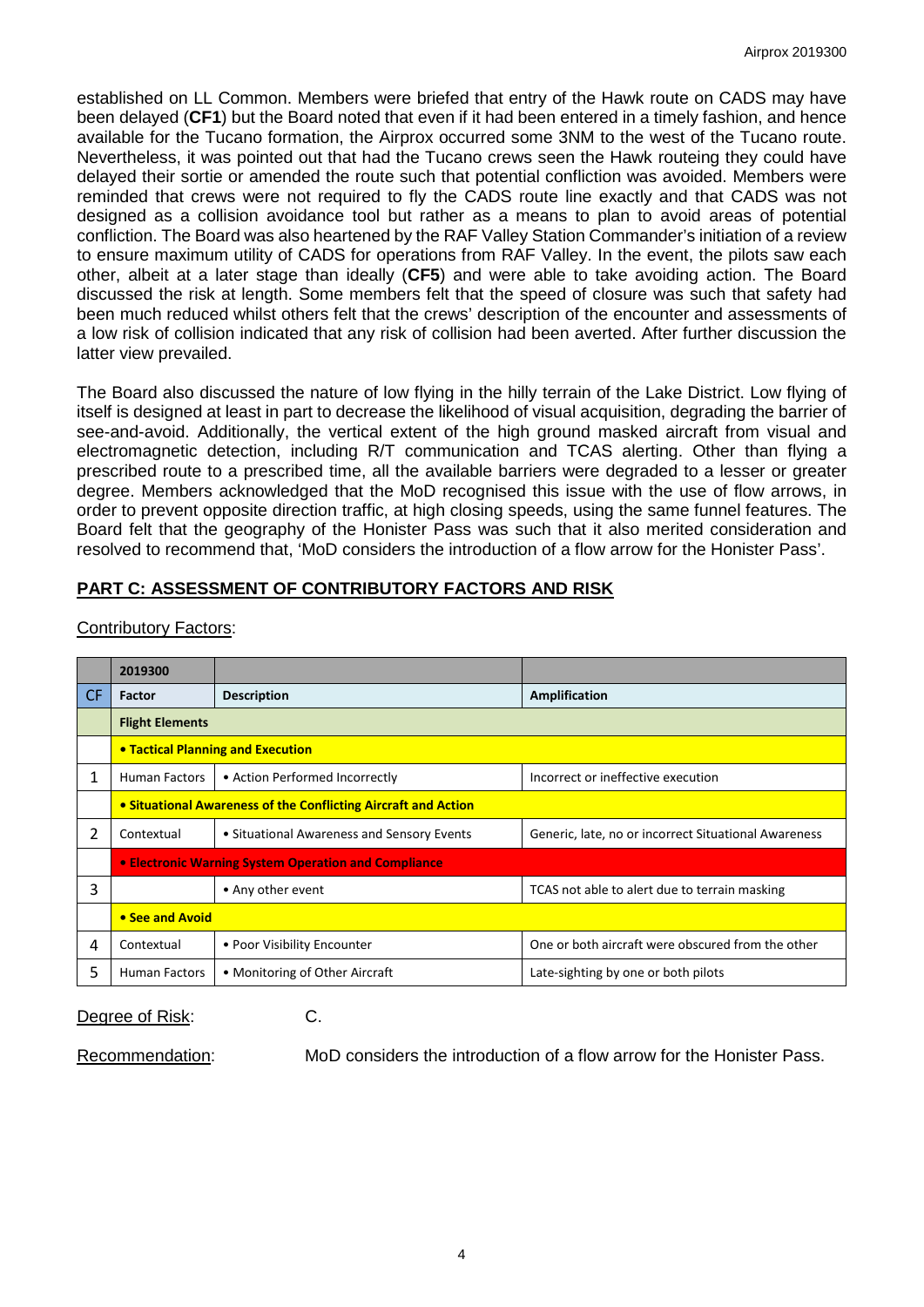established on LL Common. Members were briefed that entry of the Hawk route on CADS may have been delayed (**CF1**) but the Board noted that even if it had been entered in a timely fashion, and hence available for the Tucano formation, the Airprox occurred some 3NM to the west of the Tucano route. Nevertheless, it was pointed out that had the Tucano crews seen the Hawk routeing they could have delayed their sortie or amended the route such that potential confliction was avoided. Members were reminded that crews were not required to fly the CADS route line exactly and that CADS was not designed as a collision avoidance tool but rather as a means to plan to avoid areas of potential confliction. The Board was also heartened by the RAF Valley Station Commander's initiation of a review to ensure maximum utility of CADS for operations from RAF Valley. In the event, the pilots saw each other, albeit at a later stage than ideally (**CF5**) and were able to take avoiding action. The Board discussed the risk at length. Some members felt that the speed of closure was such that safety had been much reduced whilst others felt that the crews' description of the encounter and assessments of a low risk of collision indicated that any risk of collision had been averted. After further discussion the latter view prevailed.

The Board also discussed the nature of low flying in the hilly terrain of the Lake District. Low flying of itself is designed at least in part to decrease the likelihood of visual acquisition, degrading the barrier of see-and-avoid. Additionally, the vertical extent of the high ground masked aircraft from visual and electromagnetic detection, including R/T communication and TCAS alerting. Other than flying a prescribed route to a prescribed time, all the available barriers were degraded to a lesser or greater degree. Members acknowledged that the MoD recognised this issue with the use of flow arrows, in order to prevent opposite direction traffic, at high closing speeds, using the same funnel features. The Board felt that the geography of the Honister Pass was such that it also merited consideration and resolved to recommend that, 'MoD considers the introduction of a flow arrow for the Honister Pass'.

## PART C: ASSESSMENT OF CONTRIBUTORY FACTORS AND RISK

Contributory Factors:

| | 2019300 | | |
|---|---|---|---|
| CF | Factor | Description | Amplification |
| | **Flight Elements** | | |
| | **• Tactical Planning and Execution** | | |
| 1 | Human Factors | • Action Performed Incorrectly | Incorrect or ineffective execution |
| | **• Situational Awareness of the Conflicting Aircraft and Action** | | |
| 2 | Contextual | • Situational Awareness and Sensory Events | Generic, late, no or incorrect Situational Awareness |
| | **• Electronic Warning System Operation and Compliance** | | |
| 3 | | • Any other event | TCAS not able to alert due to terrain masking |
| | **• See and Avoid** | | |
| 4 | Contextual | • Poor Visibility Encounter | One or both aircraft were obscured from the other |
| 5 | Human Factors | • Monitoring of Other Aircraft | Late-sighting by one or both pilots |

Degree of Risk: C.

Recommendation: MoD considers the introduction of a flow arrow for the Honister Pass.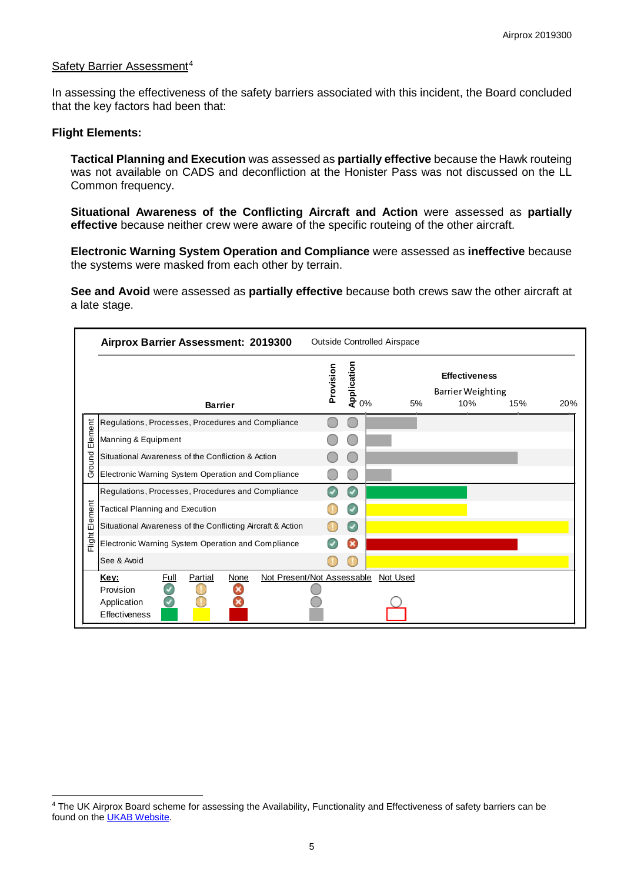Safety Barrier Assessment[4]

In assessing the effectiveness of the safety barriers associated with this incident, the Board concluded that the key factors had been that:

**Flight Elements:**

**Tactical Planning and Execution** was assessed as **partially effective** because the Hawk routeing was not available on CADS and deconfliction at the Honister Pass was not discussed on the LL Common frequency.

**Situational Awareness of the Conflicting Aircraft and Action** were assessed as **partially effective** because neither crew were aware of the specific routeing of the other aircraft.

**Electronic Warning System Operation and Compliance** were assessed as **ineffective** because the systems were masked from each other by terrain.

**See and Avoid** were assessed as **partially effective** because both crews saw the other aircraft at a late stage.

**Airprox Barrier Assessment: 2019300** Outside Controlled Airspace

Barrier
Provision
Application
Effectiveness
Barrier Weighting
0% 5% 10% 15% 20%

Ground Element
Regulations, Processes, Procedures and Compliance
Manning & Equipment
Situational Awareness of the Confliction & Action
Electronic Warning System Operation and Compliance

Flight Element
Regulations, Processes, Procedures and Compliance
Tactical Planning and Execution
Situational Awareness of the Conflicting Aircraft & Action
Electronic Warning System Operation and Compliance
See & Avoid

Key: Full Partial None Not Present/Not Assessable Not Used
Provision
Application
Effectiveness

[4] The UK Airprox Board scheme for assessing the Availability, Functionality and Effectiveness of safety barriers can be found on the UKAB Website.